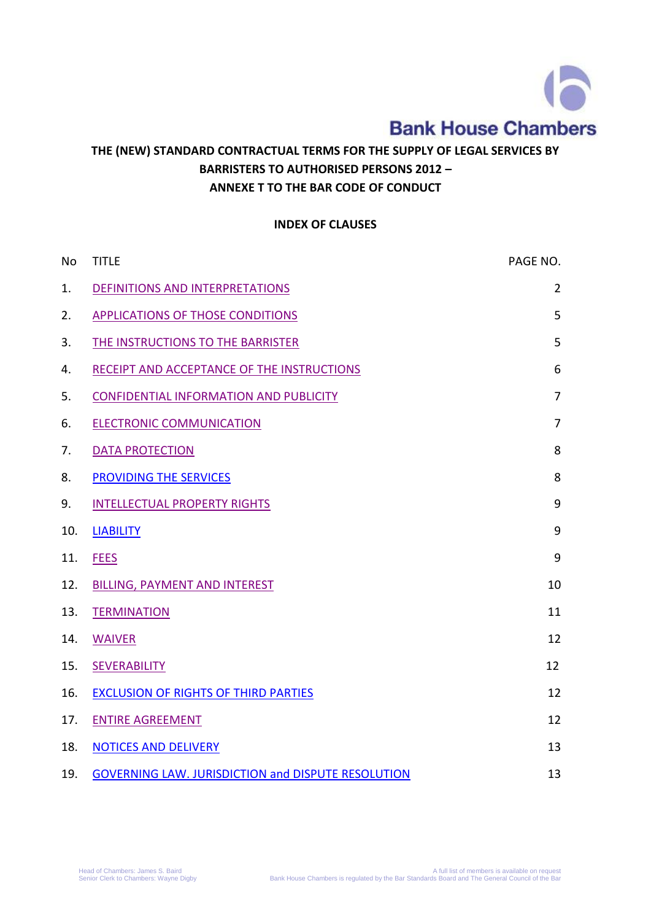Bank House Chambers

# THE (NEW) STANDARD CONTRACTUAL TERMS FOR THE SUPPLY OF LEGAL SERVICES BY BARRISTERS TO AUTHORISED PERSONS 2012 – ANNEXE T TO THE BAR CODE OF CONDUCT

## INDEX OF CLAUSES

| No | TITLE | PAGE NO. |
|---|---|---|
| 1. | DEFINITIONS AND INTERPRETATIONS | 2 |
| 2. | APPLICATIONS OF THOSE CONDITIONS | 5 |
| 3. | THE INSTRUCTIONS TO THE BARRISTER | 5 |
| 4. | RECEIPT AND ACCEPTANCE OF THE INSTRUCTIONS | 6 |
| 5. | CONFIDENTIAL INFORMATION AND PUBLICITY | 7 |
| 6. | ELECTRONIC COMMUNICATION | 7 |
| 7. | DATA PROTECTION | 8 |
| 8. | PROVIDING THE SERVICES | 8 |
| 9. | INTELLECTUAL PROPERTY RIGHTS | 9 |
| 10. | LIABILITY | 9 |
| 11. | FEES | 9 |
| 12. | BILLING, PAYMENT AND INTEREST | 10 |
| 13. | TERMINATION | 11 |
| 14. | WAIVER | 12 |
| 15. | SEVERABILITY | 12 |
| 16. | EXCLUSION OF RIGHTS OF THIRD PARTIES | 12 |
| 17. | ENTIRE AGREEMENT | 12 |
| 18. | NOTICES AND DELIVERY | 13 |
| 19. | GOVERNING LAW. JURISDICTION and DISPUTE RESOLUTION | 13 |

Head of Chambers: James S. Baird
Senior Clerk to Chambers: Wayne Digby

A full list of members is available on request
Bank House Chambers is regulated by the Bar Standards Board and The General Council of the Bar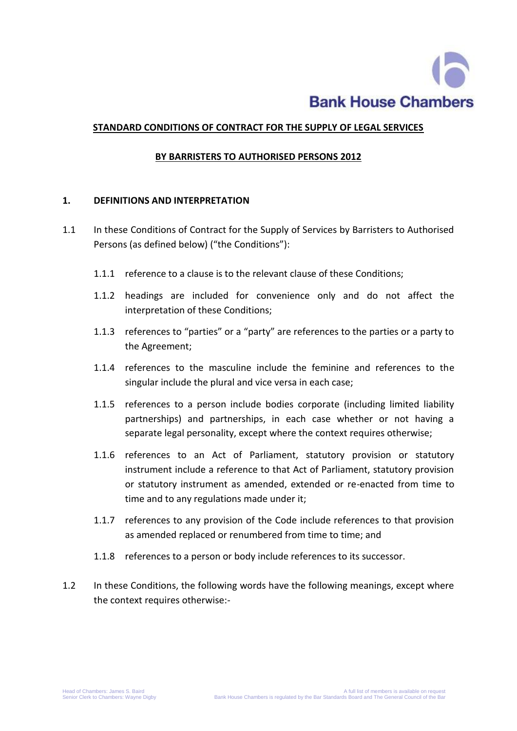Bank House Chambers

**STANDARD CONDITIONS OF CONTRACT FOR THE SUPPLY OF LEGAL SERVICES**

**BY BARRISTERS TO AUTHORISED PERSONS 2012**

## 1. DEFINITIONS AND INTERPRETATION

1.1 In these Conditions of Contract for the Supply of Services by Barristers to Authorised Persons (as defined below) ("the Conditions"):

1.1.1 reference to a clause is to the relevant clause of these Conditions;

1.1.2 headings are included for convenience only and do not affect the interpretation of these Conditions;

1.1.3 references to "parties" or a "party" are references to the parties or a party to the Agreement;

1.1.4 references to the masculine include the feminine and references to the singular include the plural and vice versa in each case;

1.1.5 references to a person include bodies corporate (including limited liability partnerships) and partnerships, in each case whether or not having a separate legal personality, except where the context requires otherwise;

1.1.6 references to an Act of Parliament, statutory provision or statutory instrument include a reference to that Act of Parliament, statutory provision or statutory instrument as amended, extended or re-enacted from time to time and to any regulations made under it;

1.1.7 references to any provision of the Code include references to that provision as amended replaced or renumbered from time to time; and

1.1.8 references to a person or body include references to its successor.

1.2 In these Conditions, the following words have the following meanings, except where the context requires otherwise:-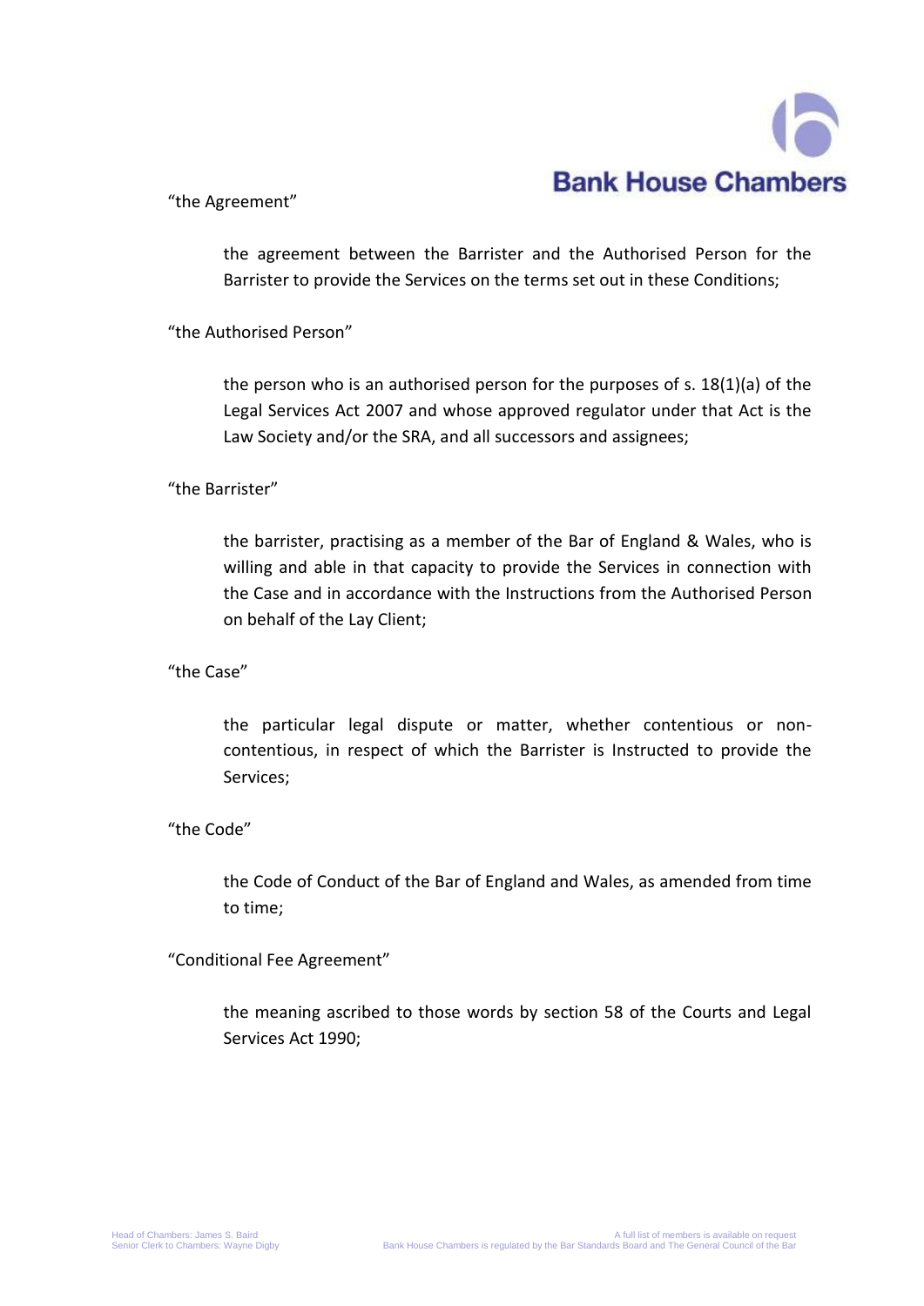"the Agreement"

the agreement between the Barrister and the Authorised Person for the Barrister to provide the Services on the terms set out in these Conditions;

"the Authorised Person"

the person who is an authorised person for the purposes of s. 18(1)(a) of the Legal Services Act 2007 and whose approved regulator under that Act is the Law Society and/or the SRA, and all successors and assignees;

"the Barrister"

the barrister, practising as a member of the Bar of England & Wales, who is willing and able in that capacity to provide the Services in connection with the Case and in accordance with the Instructions from the Authorised Person on behalf of the Lay Client;

"the Case"

the particular legal dispute or matter, whether contentious or non-contentious, in respect of which the Barrister is Instructed to provide the Services;

"the Code"

the Code of Conduct of the Bar of England and Wales, as amended from time to time;

"Conditional Fee Agreement"

the meaning ascribed to those words by section 58 of the Courts and Legal Services Act 1990;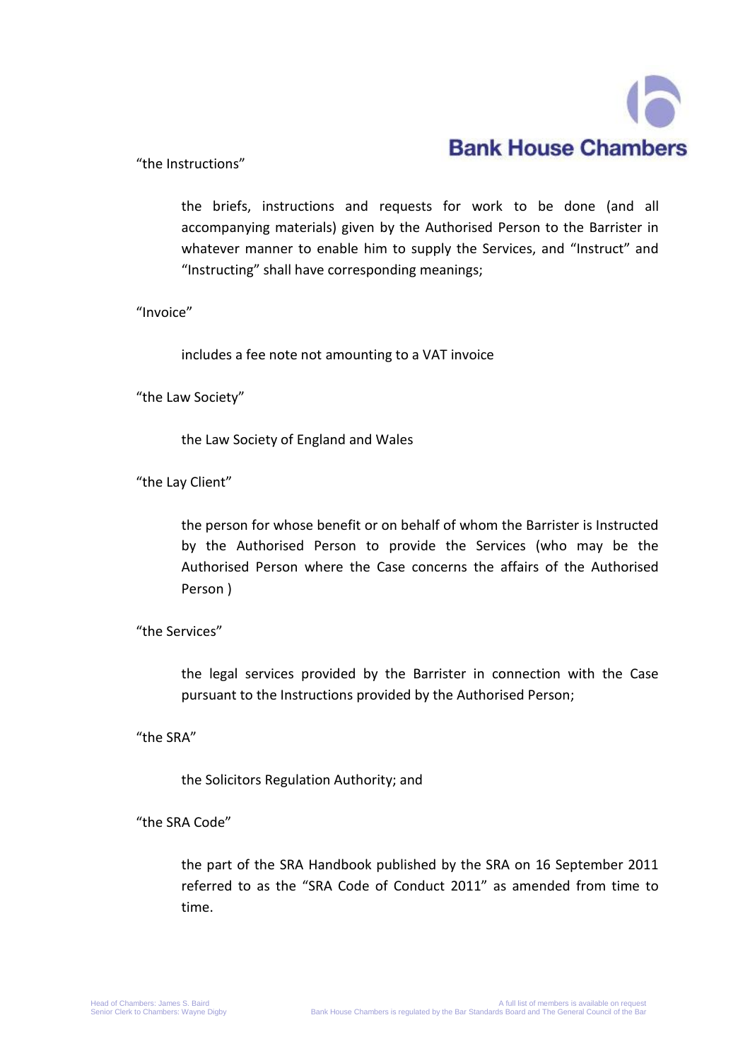"the Instructions"

the briefs, instructions and requests for work to be done (and all accompanying materials) given by the Authorised Person to the Barrister in whatever manner to enable him to supply the Services, and "Instruct" and "Instructing" shall have corresponding meanings;

"Invoice"

includes a fee note not amounting to a VAT invoice

"the Law Society"

the Law Society of England and Wales

"the Lay Client"

the person for whose benefit or on behalf of whom the Barrister is Instructed by the Authorised Person to provide the Services (who may be the Authorised Person where the Case concerns the affairs of the Authorised Person )

"the Services"

the legal services provided by the Barrister in connection with the Case pursuant to the Instructions provided by the Authorised Person;

"the SRA"

the Solicitors Regulation Authority; and

"the SRA Code"

the part of the SRA Handbook published by the SRA on 16 September 2011 referred to as the "SRA Code of Conduct 2011" as amended from time to time.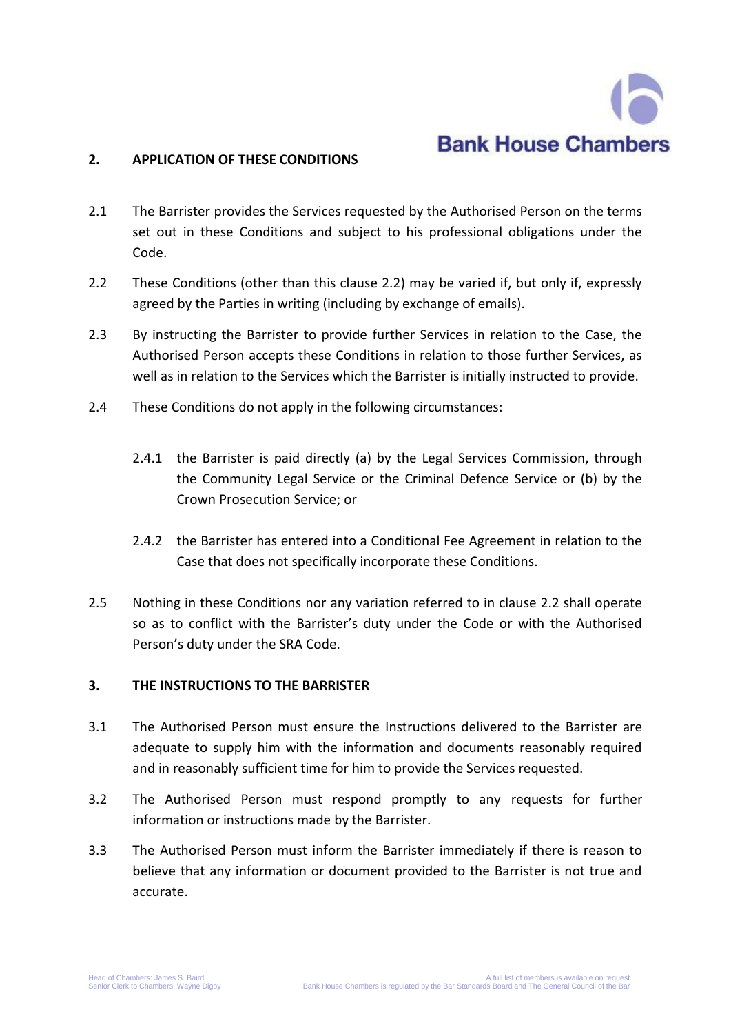## 2. APPLICATION OF THESE CONDITIONS

2.1 The Barrister provides the Services requested by the Authorised Person on the terms set out in these Conditions and subject to his professional obligations under the Code.

2.2 These Conditions (other than this clause 2.2) may be varied if, but only if, expressly agreed by the Parties in writing (including by exchange of emails).

2.3 By instructing the Barrister to provide further Services in relation to the Case, the Authorised Person accepts these Conditions in relation to those further Services, as well as in relation to the Services which the Barrister is initially instructed to provide.

2.4 These Conditions do not apply in the following circumstances:

2.4.1 the Barrister is paid directly (a) by the Legal Services Commission, through the Community Legal Service or the Criminal Defence Service or (b) by the Crown Prosecution Service; or

2.4.2 the Barrister has entered into a Conditional Fee Agreement in relation to the Case that does not specifically incorporate these Conditions.

2.5 Nothing in these Conditions nor any variation referred to in clause 2.2 shall operate so as to conflict with the Barrister's duty under the Code or with the Authorised Person's duty under the SRA Code.

## 3. THE INSTRUCTIONS TO THE BARRISTER

3.1 The Authorised Person must ensure the Instructions delivered to the Barrister are adequate to supply him with the information and documents reasonably required and in reasonably sufficient time for him to provide the Services requested.

3.2 The Authorised Person must respond promptly to any requests for further information or instructions made by the Barrister.

3.3 The Authorised Person must inform the Barrister immediately if there is reason to believe that any information or document provided to the Barrister is not true and accurate.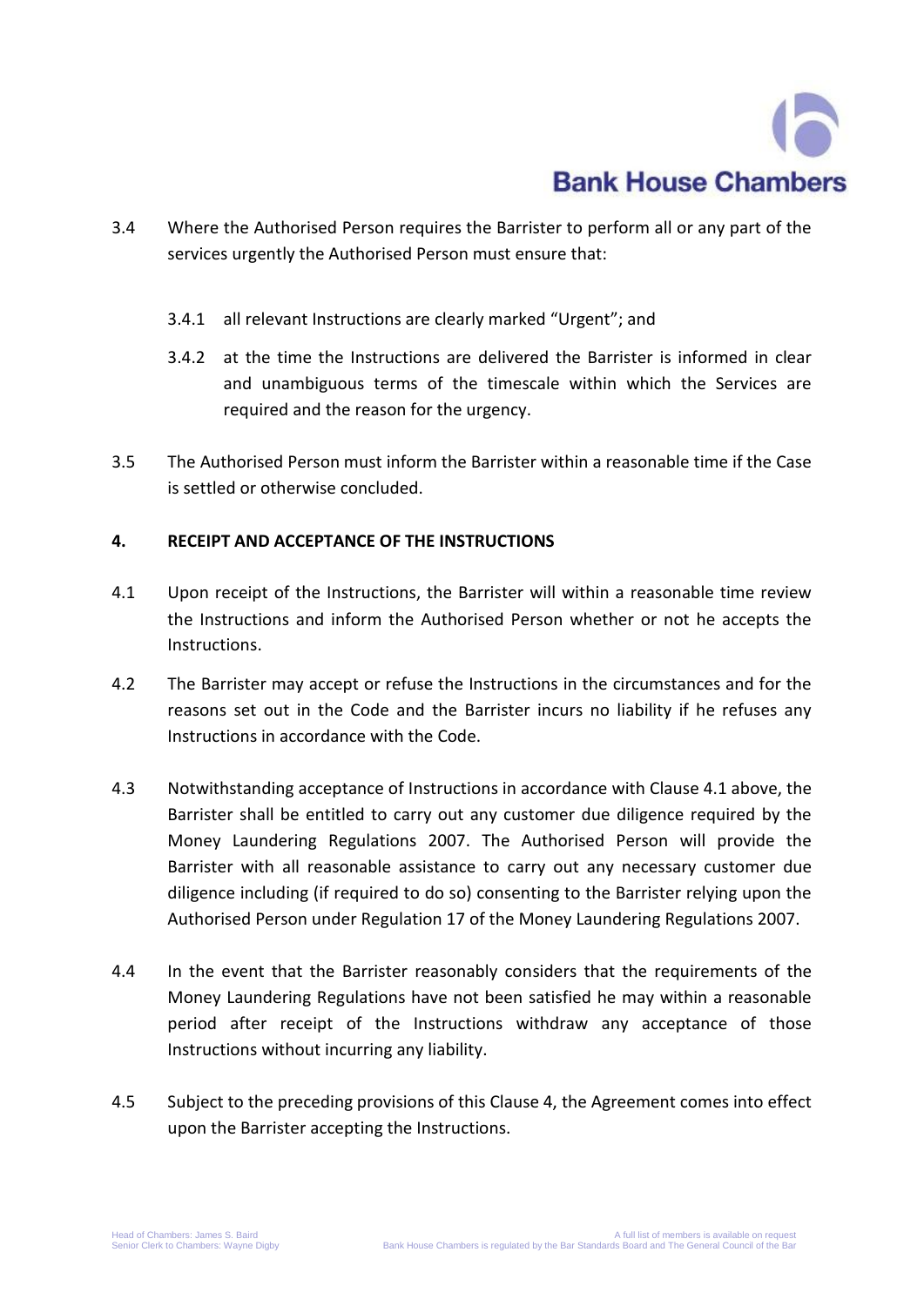3.4 Where the Authorised Person requires the Barrister to perform all or any part of the services urgently the Authorised Person must ensure that:

3.4.1 all relevant Instructions are clearly marked "Urgent"; and

3.4.2 at the time the Instructions are delivered the Barrister is informed in clear and unambiguous terms of the timescale within which the Services are required and the reason for the urgency.

3.5 The Authorised Person must inform the Barrister within a reasonable time if the Case is settled or otherwise concluded.

**4. RECEIPT AND ACCEPTANCE OF THE INSTRUCTIONS**

4.1 Upon receipt of the Instructions, the Barrister will within a reasonable time review the Instructions and inform the Authorised Person whether or not he accepts the Instructions.

4.2 The Barrister may accept or refuse the Instructions in the circumstances and for the reasons set out in the Code and the Barrister incurs no liability if he refuses any Instructions in accordance with the Code.

4.3 Notwithstanding acceptance of Instructions in accordance with Clause 4.1 above, the Barrister shall be entitled to carry out any customer due diligence required by the Money Laundering Regulations 2007. The Authorised Person will provide the Barrister with all reasonable assistance to carry out any necessary customer due diligence including (if required to do so) consenting to the Barrister relying upon the Authorised Person under Regulation 17 of the Money Laundering Regulations 2007.

4.4 In the event that the Barrister reasonably considers that the requirements of the Money Laundering Regulations have not been satisfied he may within a reasonable period after receipt of the Instructions withdraw any acceptance of those Instructions without incurring any liability.

4.5 Subject to the preceding provisions of this Clause 4, the Agreement comes into effect upon the Barrister accepting the Instructions.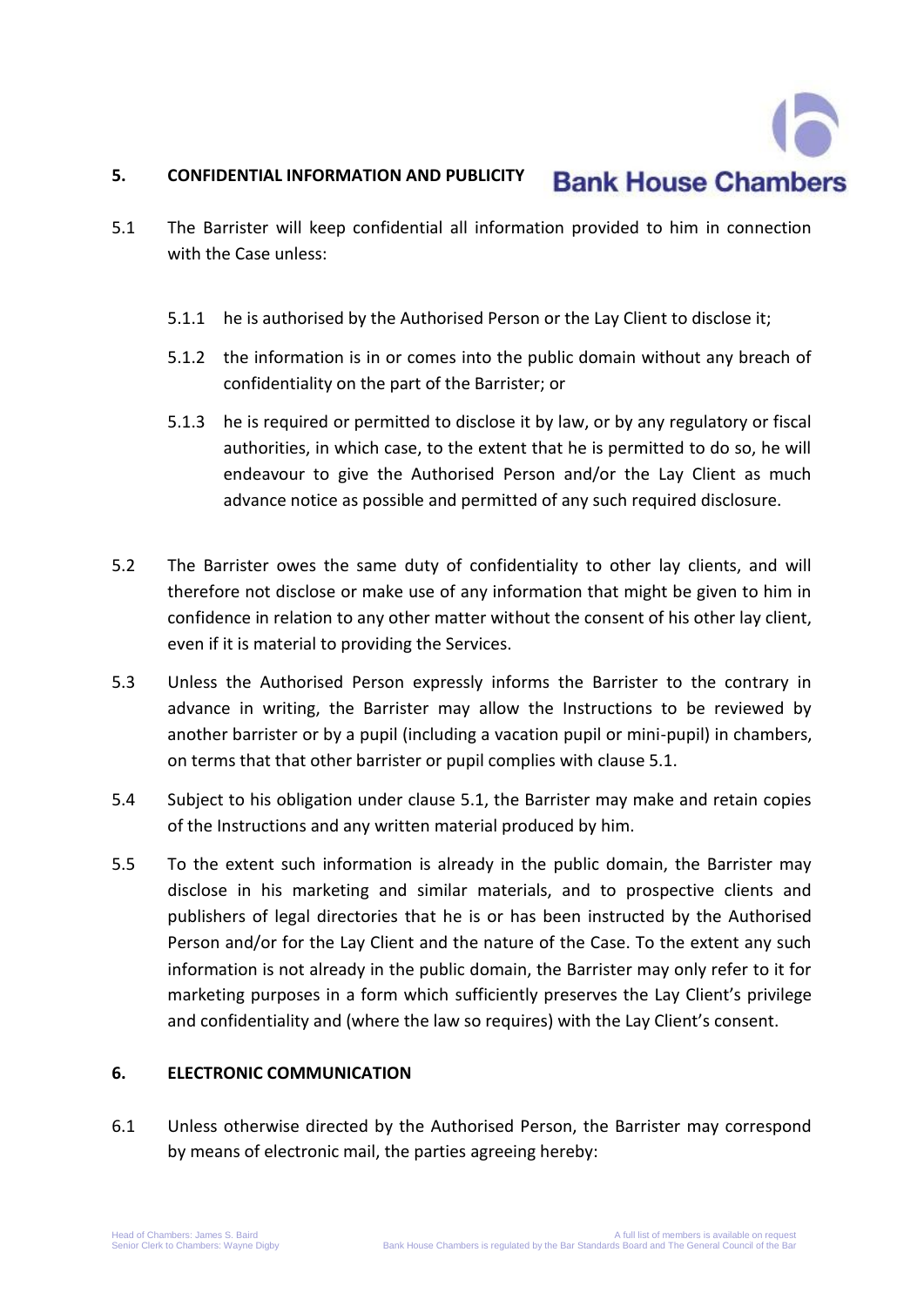## 5. CONFIDENTIAL INFORMATION AND PUBLICITY

5.1 The Barrister will keep confidential all information provided to him in connection with the Case unless:

5.1.1 he is authorised by the Authorised Person or the Lay Client to disclose it;

5.1.2 the information is in or comes into the public domain without any breach of confidentiality on the part of the Barrister; or

5.1.3 he is required or permitted to disclose it by law, or by any regulatory or fiscal authorities, in which case, to the extent that he is permitted to do so, he will endeavour to give the Authorised Person and/or the Lay Client as much advance notice as possible and permitted of any such required disclosure.

5.2 The Barrister owes the same duty of confidentiality to other lay clients, and will therefore not disclose or make use of any information that might be given to him in confidence in relation to any other matter without the consent of his other lay client, even if it is material to providing the Services.

5.3 Unless the Authorised Person expressly informs the Barrister to the contrary in advance in writing, the Barrister may allow the Instructions to be reviewed by another barrister or by a pupil (including a vacation pupil or mini-pupil) in chambers, on terms that that other barrister or pupil complies with clause 5.1.

5.4 Subject to his obligation under clause 5.1, the Barrister may make and retain copies of the Instructions and any written material produced by him.

5.5 To the extent such information is already in the public domain, the Barrister may disclose in his marketing and similar materials, and to prospective clients and publishers of legal directories that he is or has been instructed by the Authorised Person and/or for the Lay Client and the nature of the Case. To the extent any such information is not already in the public domain, the Barrister may only refer to it for marketing purposes in a form which sufficiently preserves the Lay Client's privilege and confidentiality and (where the law so requires) with the Lay Client's consent.

## 6. ELECTRONIC COMMUNICATION

6.1 Unless otherwise directed by the Authorised Person, the Barrister may correspond by means of electronic mail, the parties agreeing hereby: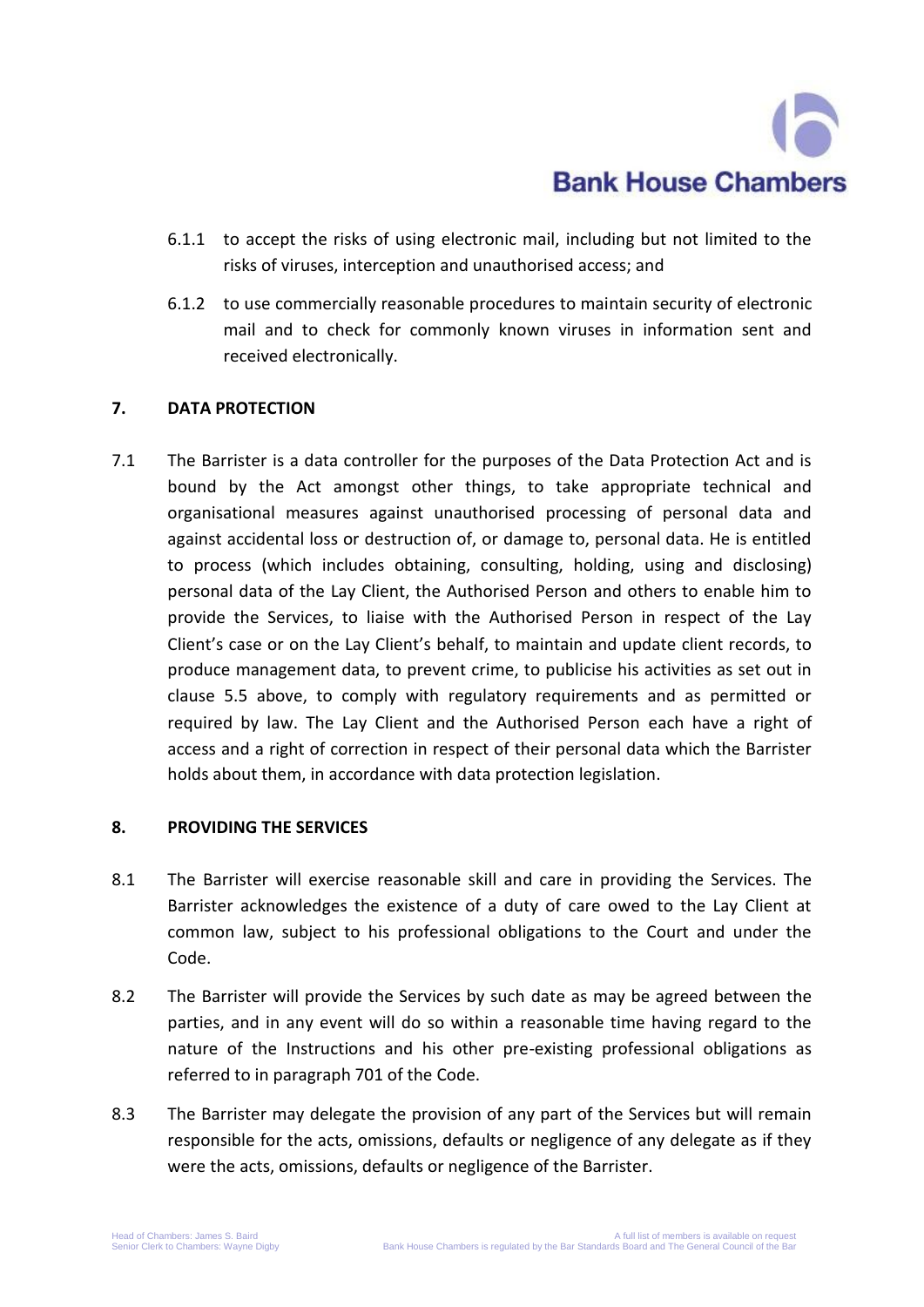6.1.1 to accept the risks of using electronic mail, including but not limited to the risks of viruses, interception and unauthorised access; and

6.1.2 to use commercially reasonable procedures to maintain security of electronic mail and to check for commonly known viruses in information sent and received electronically.

## 7. DATA PROTECTION

7.1 The Barrister is a data controller for the purposes of the Data Protection Act and is bound by the Act amongst other things, to take appropriate technical and organisational measures against unauthorised processing of personal data and against accidental loss or destruction of, or damage to, personal data. He is entitled to process (which includes obtaining, consulting, holding, using and disclosing) personal data of the Lay Client, the Authorised Person and others to enable him to provide the Services, to liaise with the Authorised Person in respect of the Lay Client's case or on the Lay Client's behalf, to maintain and update client records, to produce management data, to prevent crime, to publicise his activities as set out in clause 5.5 above, to comply with regulatory requirements and as permitted or required by law. The Lay Client and the Authorised Person each have a right of access and a right of correction in respect of their personal data which the Barrister holds about them, in accordance with data protection legislation.

## 8. PROVIDING THE SERVICES

8.1 The Barrister will exercise reasonable skill and care in providing the Services. The Barrister acknowledges the existence of a duty of care owed to the Lay Client at common law, subject to his professional obligations to the Court and under the Code.

8.2 The Barrister will provide the Services by such date as may be agreed between the parties, and in any event will do so within a reasonable time having regard to the nature of the Instructions and his other pre-existing professional obligations as referred to in paragraph 701 of the Code.

8.3 The Barrister may delegate the provision of any part of the Services but will remain responsible for the acts, omissions, defaults or negligence of any delegate as if they were the acts, omissions, defaults or negligence of the Barrister.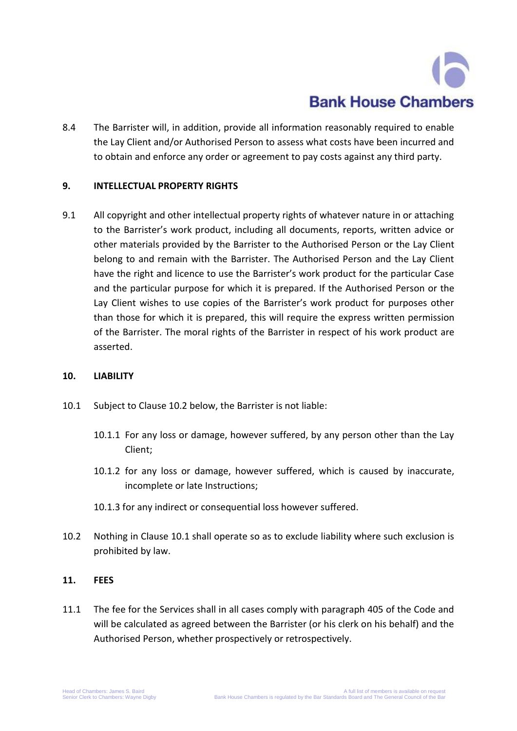8.4 The Barrister will, in addition, provide all information reasonably required to enable the Lay Client and/or Authorised Person to assess what costs have been incurred and to obtain and enforce any order or agreement to pay costs against any third party.

## 9. INTELLECTUAL PROPERTY RIGHTS

9.1 All copyright and other intellectual property rights of whatever nature in or attaching to the Barrister's work product, including all documents, reports, written advice or other materials provided by the Barrister to the Authorised Person or the Lay Client belong to and remain with the Barrister. The Authorised Person and the Lay Client have the right and licence to use the Barrister's work product for the particular Case and the particular purpose for which it is prepared. If the Authorised Person or the Lay Client wishes to use copies of the Barrister's work product for purposes other than those for which it is prepared, this will require the express written permission of the Barrister. The moral rights of the Barrister in respect of his work product are asserted.

## 10. LIABILITY

10.1 Subject to Clause 10.2 below, the Barrister is not liable:

10.1.1 For any loss or damage, however suffered, by any person other than the Lay Client;

10.1.2 for any loss or damage, however suffered, which is caused by inaccurate, incomplete or late Instructions;

10.1.3 for any indirect or consequential loss however suffered.

10.2 Nothing in Clause 10.1 shall operate so as to exclude liability where such exclusion is prohibited by law.

## 11. FEES

11.1 The fee for the Services shall in all cases comply with paragraph 405 of the Code and will be calculated as agreed between the Barrister (or his clerk on his behalf) and the Authorised Person, whether prospectively or retrospectively.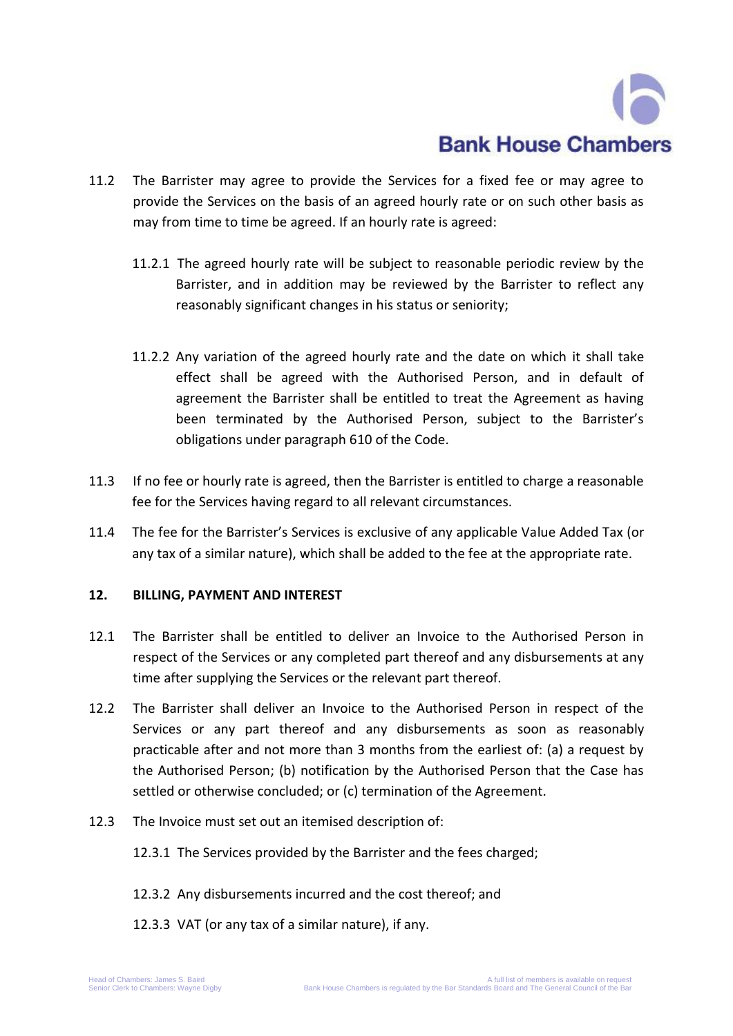11.2 The Barrister may agree to provide the Services for a fixed fee or may agree to provide the Services on the basis of an agreed hourly rate or on such other basis as may from time to time be agreed. If an hourly rate is agreed:

11.2.1 The agreed hourly rate will be subject to reasonable periodic review by the Barrister, and in addition may be reviewed by the Barrister to reflect any reasonably significant changes in his status or seniority;

11.2.2 Any variation of the agreed hourly rate and the date on which it shall take effect shall be agreed with the Authorised Person, and in default of agreement the Barrister shall be entitled to treat the Agreement as having been terminated by the Authorised Person, subject to the Barrister's obligations under paragraph 610 of the Code.

11.3 If no fee or hourly rate is agreed, then the Barrister is entitled to charge a reasonable fee for the Services having regard to all relevant circumstances.

11.4 The fee for the Barrister's Services is exclusive of any applicable Value Added Tax (or any tax of a similar nature), which shall be added to the fee at the appropriate rate.

## 12. BILLING, PAYMENT AND INTEREST

12.1 The Barrister shall be entitled to deliver an Invoice to the Authorised Person in respect of the Services or any completed part thereof and any disbursements at any time after supplying the Services or the relevant part thereof.

12.2 The Barrister shall deliver an Invoice to the Authorised Person in respect of the Services or any part thereof and any disbursements as soon as reasonably practicable after and not more than 3 months from the earliest of: (a) a request by the Authorised Person; (b) notification by the Authorised Person that the Case has settled or otherwise concluded; or (c) termination of the Agreement.

12.3 The Invoice must set out an itemised description of:

12.3.1 The Services provided by the Barrister and the fees charged;

12.3.2 Any disbursements incurred and the cost thereof; and

12.3.3 VAT (or any tax of a similar nature), if any.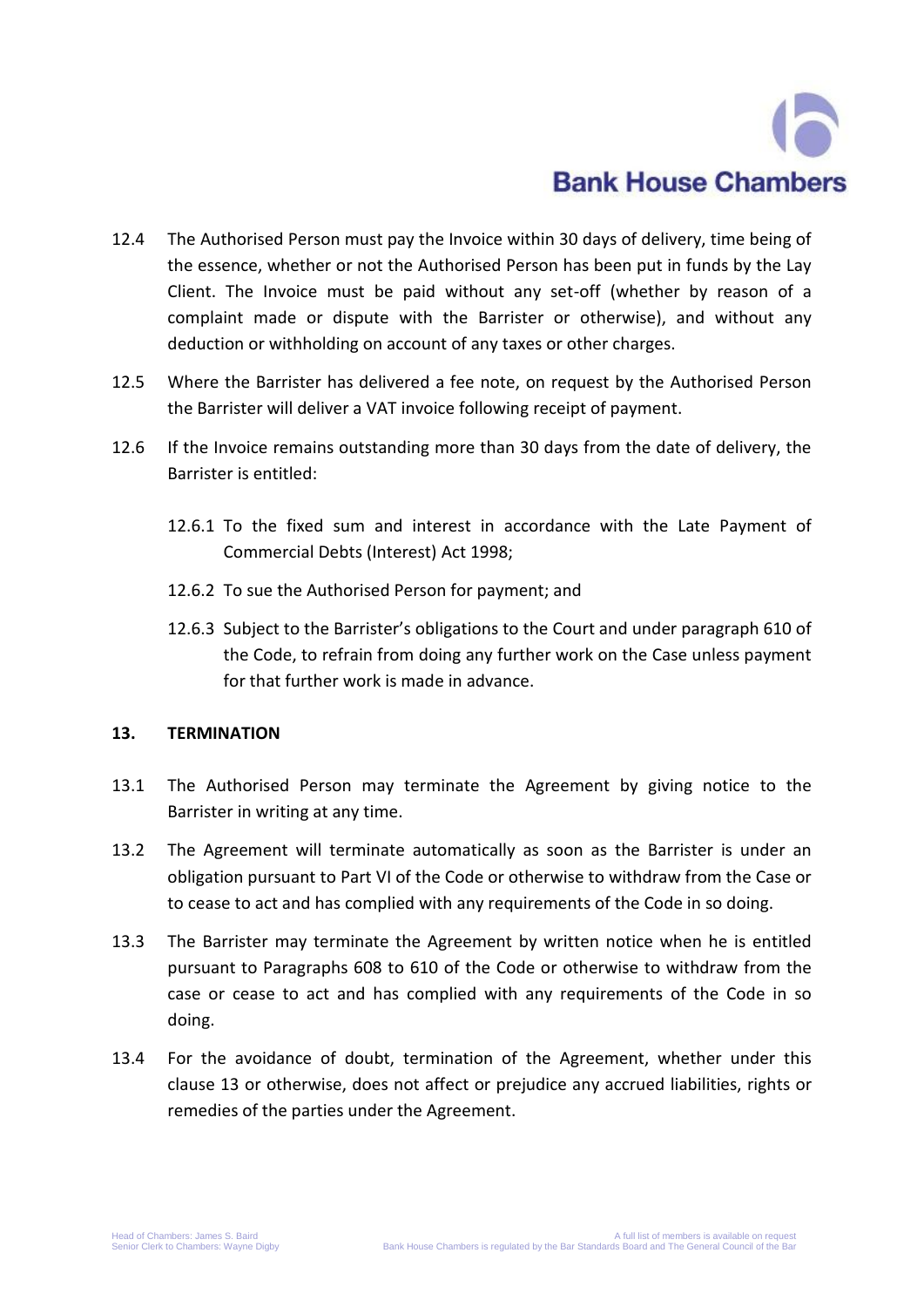12.4 The Authorised Person must pay the Invoice within 30 days of delivery, time being of the essence, whether or not the Authorised Person has been put in funds by the Lay Client. The Invoice must be paid without any set-off (whether by reason of a complaint made or dispute with the Barrister or otherwise), and without any deduction or withholding on account of any taxes or other charges.

12.5 Where the Barrister has delivered a fee note, on request by the Authorised Person the Barrister will deliver a VAT invoice following receipt of payment.

12.6 If the Invoice remains outstanding more than 30 days from the date of delivery, the Barrister is entitled:

12.6.1 To the fixed sum and interest in accordance with the Late Payment of Commercial Debts (Interest) Act 1998;

12.6.2 To sue the Authorised Person for payment; and

12.6.3 Subject to the Barrister's obligations to the Court and under paragraph 610 of the Code, to refrain from doing any further work on the Case unless payment for that further work is made in advance.

## 13. TERMINATION

13.1 The Authorised Person may terminate the Agreement by giving notice to the Barrister in writing at any time.

13.2 The Agreement will terminate automatically as soon as the Barrister is under an obligation pursuant to Part VI of the Code or otherwise to withdraw from the Case or to cease to act and has complied with any requirements of the Code in so doing.

13.3 The Barrister may terminate the Agreement by written notice when he is entitled pursuant to Paragraphs 608 to 610 of the Code or otherwise to withdraw from the case or cease to act and has complied with any requirements of the Code in so doing.

13.4 For the avoidance of doubt, termination of the Agreement, whether under this clause 13 or otherwise, does not affect or prejudice any accrued liabilities, rights or remedies of the parties under the Agreement.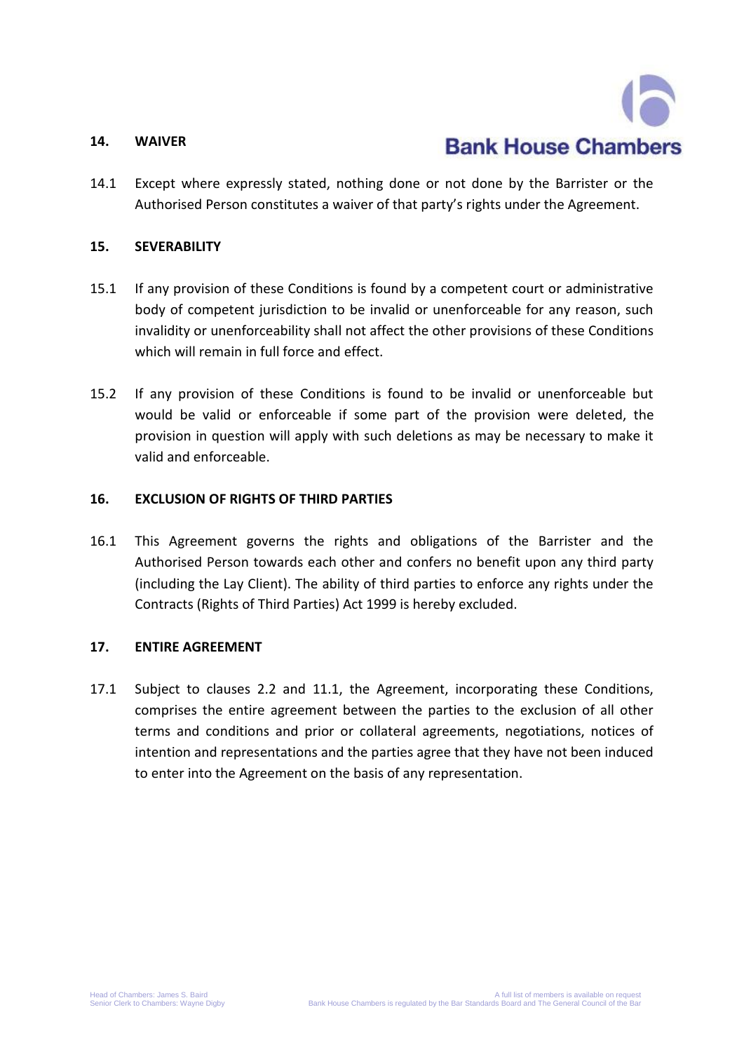## 14. WAIVER

14.1 Except where expressly stated, nothing done or not done by the Barrister or the Authorised Person constitutes a waiver of that party's rights under the Agreement.

## 15. SEVERABILITY

15.1 If any provision of these Conditions is found by a competent court or administrative body of competent jurisdiction to be invalid or unenforceable for any reason, such invalidity or unenforceability shall not affect the other provisions of these Conditions which will remain in full force and effect.

15.2 If any provision of these Conditions is found to be invalid or unenforceable but would be valid or enforceable if some part of the provision were deleted, the provision in question will apply with such deletions as may be necessary to make it valid and enforceable.

## 16. EXCLUSION OF RIGHTS OF THIRD PARTIES

16.1 This Agreement governs the rights and obligations of the Barrister and the Authorised Person towards each other and confers no benefit upon any third party (including the Lay Client). The ability of third parties to enforce any rights under the Contracts (Rights of Third Parties) Act 1999 is hereby excluded.

## 17. ENTIRE AGREEMENT

17.1 Subject to clauses 2.2 and 11.1, the Agreement, incorporating these Conditions, comprises the entire agreement between the parties to the exclusion of all other terms and conditions and prior or collateral agreements, negotiations, notices of intention and representations and the parties agree that they have not been induced to enter into the Agreement on the basis of any representation.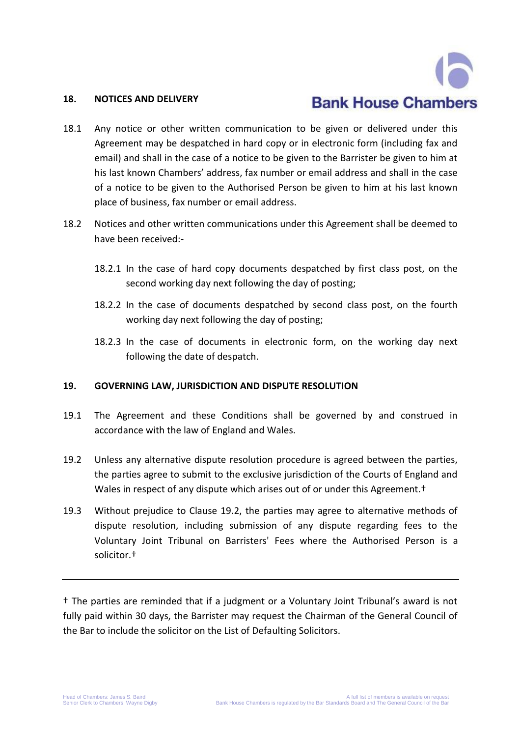## 18. NOTICES AND DELIVERY

18.1 Any notice or other written communication to be given or delivered under this Agreement may be despatched in hard copy or in electronic form (including fax and email) and shall in the case of a notice to be given to the Barrister be given to him at his last known Chambers' address, fax number or email address and shall in the case of a notice to be given to the Authorised Person be given to him at his last known place of business, fax number or email address.

18.2 Notices and other written communications under this Agreement shall be deemed to have been received:-

18.2.1 In the case of hard copy documents despatched by first class post, on the second working day next following the day of posting;

18.2.2 In the case of documents despatched by second class post, on the fourth working day next following the day of posting;

18.2.3 In the case of documents in electronic form, on the working day next following the date of despatch.

## 19. GOVERNING LAW, JURISDICTION AND DISPUTE RESOLUTION

19.1 The Agreement and these Conditions shall be governed by and construed in accordance with the law of England and Wales.

19.2 Unless any alternative dispute resolution procedure is agreed between the parties, the parties agree to submit to the exclusive jurisdiction of the Courts of England and Wales in respect of any dispute which arises out of or under this Agreement.†

19.3 Without prejudice to Clause 19.2, the parties may agree to alternative methods of dispute resolution, including submission of any dispute regarding fees to the Voluntary Joint Tribunal on Barristers' Fees where the Authorised Person is a solicitor.†

---

† The parties are reminded that if a judgment or a Voluntary Joint Tribunal's award is not fully paid within 30 days, the Barrister may request the Chairman of the General Council of the Bar to include the solicitor on the List of Defaulting Solicitors.